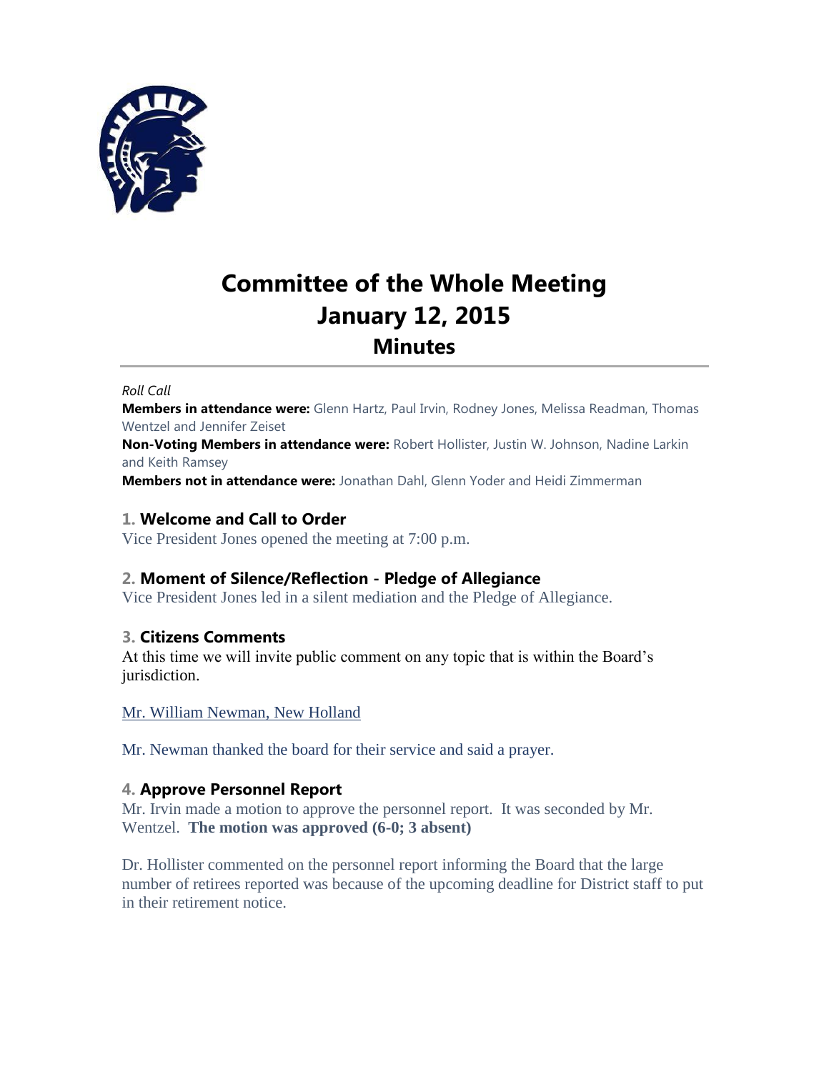# Committee of the Whole Meeting
# January 12, 2015
## Minutes

*Roll Call*

**Members in attendance were:** Glenn Hartz, Paul Irvin, Rodney Jones, Melissa Readman, Thomas Wentzel and Jennifer Zeiset

**Non-Voting Members in attendance were:** Robert Hollister, Justin W. Johnson, Nadine Larkin and Keith Ramsey

**Members not in attendance were:** Jonathan Dahl, Glenn Yoder and Heidi Zimmerman

### 1. Welcome and Call to Order

Vice President Jones opened the meeting at 7:00 p.m.

### 2. Moment of Silence/Reflection - Pledge of Allegiance

Vice President Jones led in a silent mediation and the Pledge of Allegiance.

### 3. Citizens Comments

At this time we will invite public comment on any topic that is within the Board's jurisdiction.

Mr. William Newman, New Holland

Mr. Newman thanked the board for their service and said a prayer.

### 4. Approve Personnel Report

Mr. Irvin made a motion to approve the personnel report. It was seconded by Mr. Wentzel. **The motion was approved (6-0; 3 absent)**

Dr. Hollister commented on the personnel report informing the Board that the large number of retirees reported was because of the upcoming deadline for District staff to put in their retirement notice.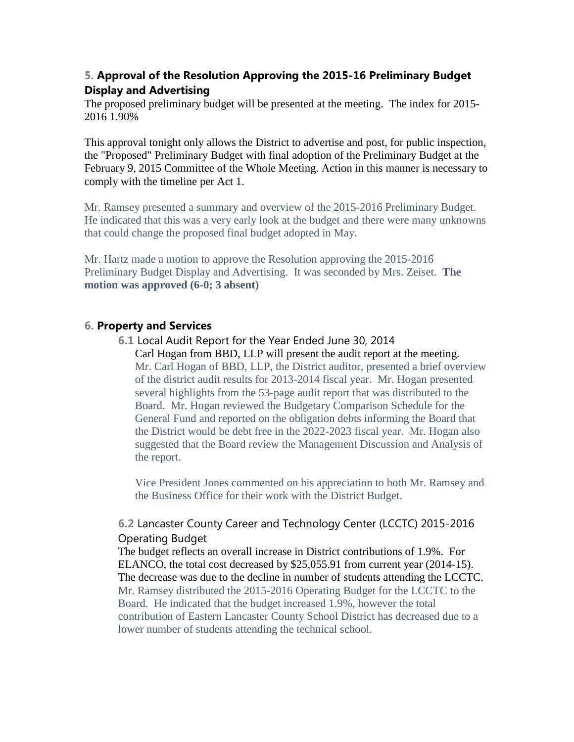## 5. Approval of the Resolution Approving the 2015-16 Preliminary Budget Display and Advertising

The proposed preliminary budget will be presented at the meeting. The index for 2015-2016 1.90%

This approval tonight only allows the District to advertise and post, for public inspection, the "Proposed" Preliminary Budget with final adoption of the Preliminary Budget at the February 9, 2015 Committee of the Whole Meeting. Action in this manner is necessary to comply with the timeline per Act 1.

Mr. Ramsey presented a summary and overview of the 2015-2016 Preliminary Budget. He indicated that this was a very early look at the budget and there were many unknowns that could change the proposed final budget adopted in May.

Mr. Hartz made a motion to approve the Resolution approving the 2015-2016 Preliminary Budget Display and Advertising. It was seconded by Mrs. Zeiset. **The motion was approved (6-0; 3 absent)**

## 6. Property and Services

### 6.1 Local Audit Report for the Year Ended June 30, 2014

Carl Hogan from BBD, LLP will present the audit report at the meeting.

Mr. Carl Hogan of BBD, LLP, the District auditor, presented a brief overview of the district audit results for 2013-2014 fiscal year. Mr. Hogan presented several highlights from the 53-page audit report that was distributed to the Board. Mr. Hogan reviewed the Budgetary Comparison Schedule for the General Fund and reported on the obligation debts informing the Board that the District would be debt free in the 2022-2023 fiscal year. Mr. Hogan also suggested that the Board review the Management Discussion and Analysis of the report.

Vice President Jones commented on his appreciation to both Mr. Ramsey and the Business Office for their work with the District Budget.

### 6.2 Lancaster County Career and Technology Center (LCCTC) 2015-2016 Operating Budget

The budget reflects an overall increase in District contributions of 1.9%. For ELANCO, the total cost decreased by $25,055.91 from current year (2014-15). The decrease was due to the decline in number of students attending the LCCTC.

Mr. Ramsey distributed the 2015-2016 Operating Budget for the LCCTC to the Board. He indicated that the budget increased 1.9%, however the total contribution of Eastern Lancaster County School District has decreased due to a lower number of students attending the technical school.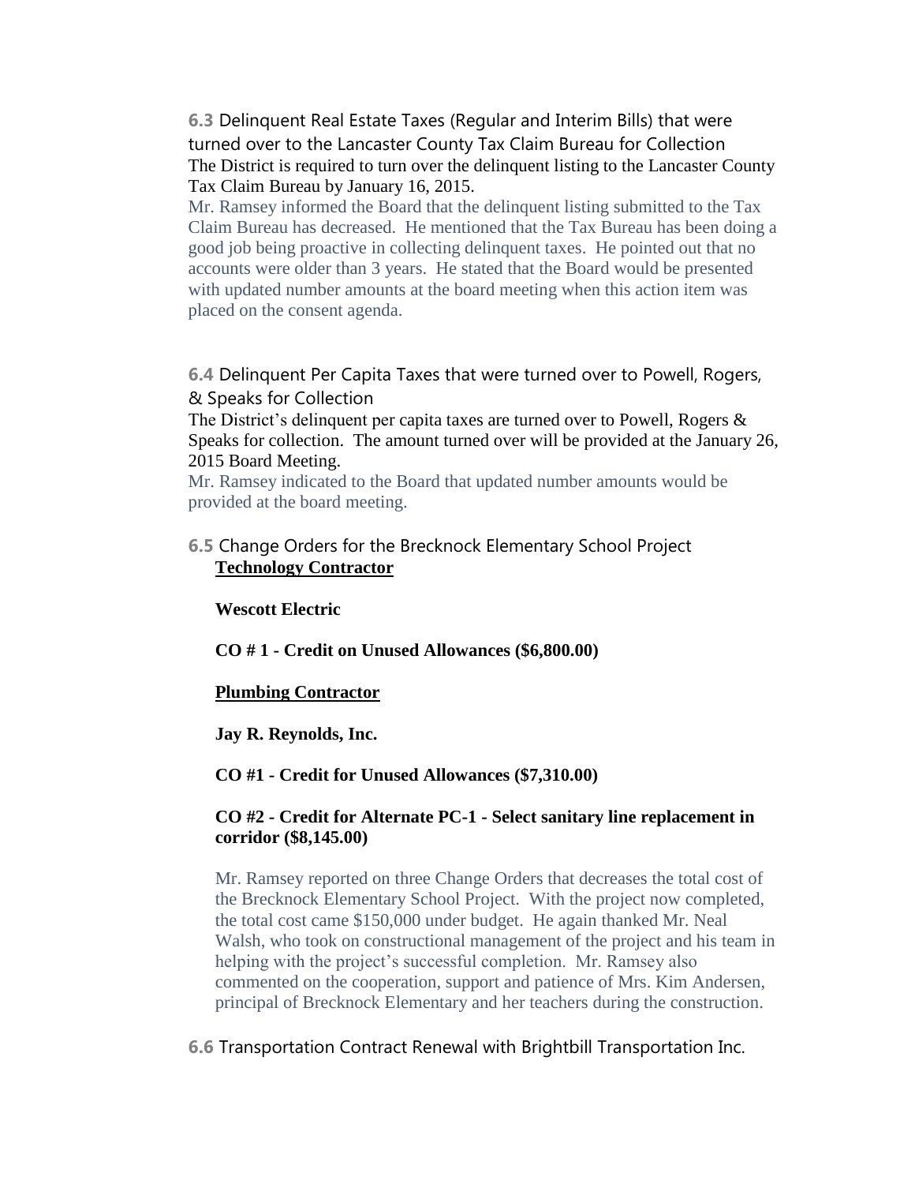**6.3** Delinquent Real Estate Taxes (Regular and Interim Bills) that were turned over to the Lancaster County Tax Claim Bureau for Collection

The District is required to turn over the delinquent listing to the Lancaster County Tax Claim Bureau by January 16, 2015.

Mr. Ramsey informed the Board that the delinquent listing submitted to the Tax Claim Bureau has decreased. He mentioned that the Tax Bureau has been doing a good job being proactive in collecting delinquent taxes. He pointed out that no accounts were older than 3 years. He stated that the Board would be presented with updated number amounts at the board meeting when this action item was placed on the consent agenda.

**6.4** Delinquent Per Capita Taxes that were turned over to Powell, Rogers, & Speaks for Collection

The District's delinquent per capita taxes are turned over to Powell, Rogers & Speaks for collection. The amount turned over will be provided at the January 26, 2015 Board Meeting.

Mr. Ramsey indicated to the Board that updated number amounts would be provided at the board meeting.

**6.5** Change Orders for the Brecknock Elementary School Project

**Technology Contractor**

**Wescott Electric**

**CO # 1 - Credit on Unused Allowances ($6,800.00)**

**Plumbing Contractor**

**Jay R. Reynolds, Inc.**

**CO #1 - Credit for Unused Allowances ($7,310.00)**

**CO #2 - Credit for Alternate PC-1 - Select sanitary line replacement in corridor ($8,145.00)**

Mr. Ramsey reported on three Change Orders that decreases the total cost of the Brecknock Elementary School Project. With the project now completed, the total cost came $150,000 under budget. He again thanked Mr. Neal Walsh, who took on constructional management of the project and his team in helping with the project's successful completion. Mr. Ramsey also commented on the cooperation, support and patience of Mrs. Kim Andersen, principal of Brecknock Elementary and her teachers during the construction.

**6.6** Transportation Contract Renewal with Brightbill Transportation Inc.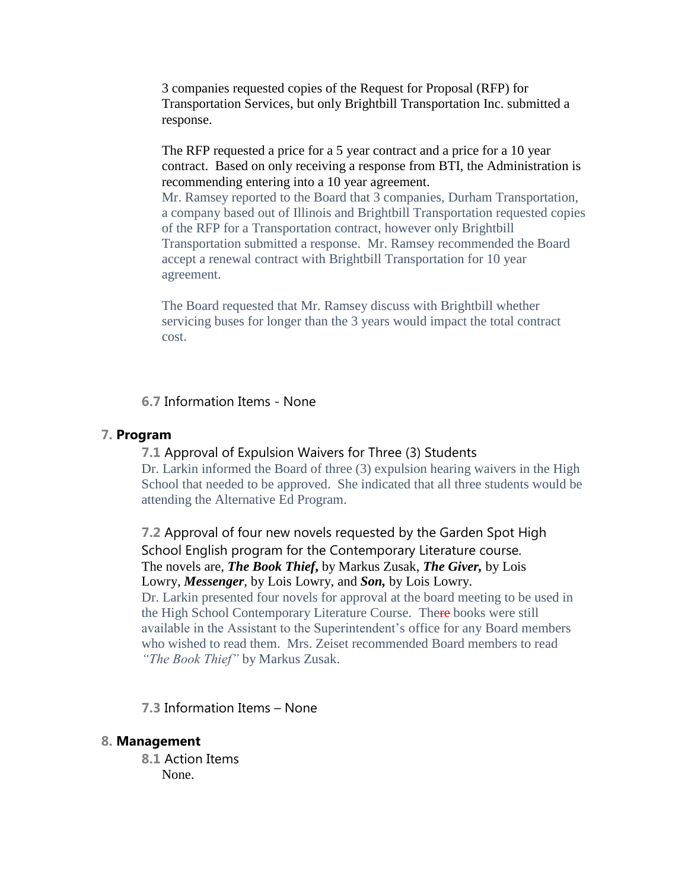3 companies requested copies of the Request for Proposal (RFP) for Transportation Services, but only Brightbill Transportation Inc. submitted a response.

The RFP requested a price for a 5 year contract and a price for a 10 year contract. Based on only receiving a response from BTI, the Administration is recommending entering into a 10 year agreement.
Mr. Ramsey reported to the Board that 3 companies, Durham Transportation, a company based out of Illinois and Brightbill Transportation requested copies of the RFP for a Transportation contract, however only Brightbill Transportation submitted a response. Mr. Ramsey recommended the Board accept a renewal contract with Brightbill Transportation for 10 year agreement.

The Board requested that Mr. Ramsey discuss with Brightbill whether servicing buses for longer than the 3 years would impact the total contract cost.

**6.7** Information Items - None

## 7. Program

**7.1** Approval of Expulsion Waivers for Three (3) Students
Dr. Larkin informed the Board of three (3) expulsion hearing waivers in the High School that needed to be approved. She indicated that all three students would be attending the Alternative Ed Program.

**7.2** Approval of four new novels requested by the Garden Spot High School English program for the Contemporary Literature course.
The novels are, ***The Book Thief,*** by Markus Zusak, ***The Giver,*** by Lois Lowry, ***Messenger***, by Lois Lowry, and ***Son,*** by Lois Lowry.
Dr. Larkin presented four novels for approval at the board meeting to be used in the High School Contemporary Literature Course. There books were still available in the Assistant to the Superintendent's office for any Board members who wished to read them. Mrs. Zeiset recommended Board members to read *"The Book Thief"* by Markus Zusak.

**7.3** Information Items – None

## 8. Management

**8.1** Action Items
None.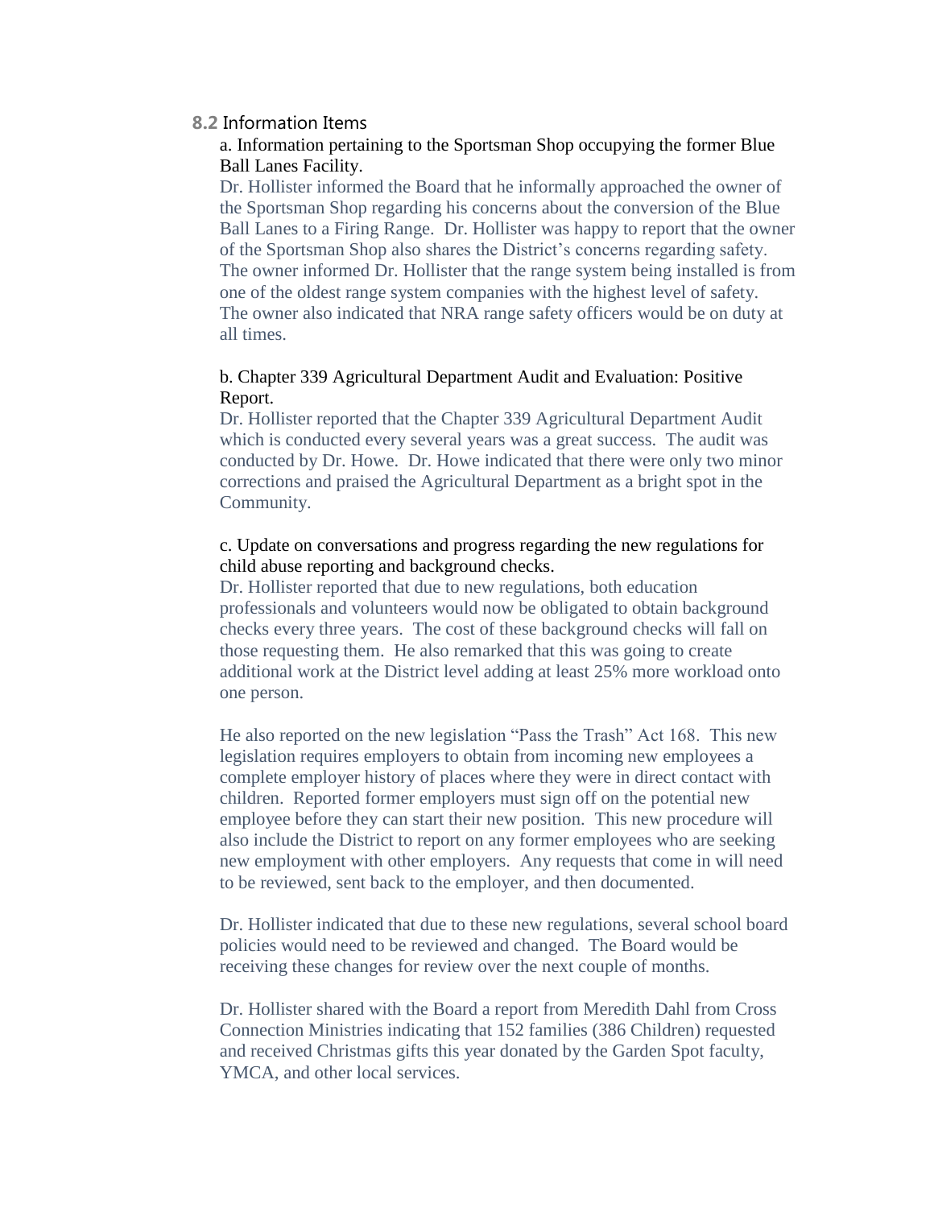### 8.2 Information Items

a. Information pertaining to the Sportsman Shop occupying the former Blue Ball Lanes Facility.

Dr. Hollister informed the Board that he informally approached the owner of the Sportsman Shop regarding his concerns about the conversion of the Blue Ball Lanes to a Firing Range. Dr. Hollister was happy to report that the owner of the Sportsman Shop also shares the District's concerns regarding safety. The owner informed Dr. Hollister that the range system being installed is from one of the oldest range system companies with the highest level of safety. The owner also indicated that NRA range safety officers would be on duty at all times.

b. Chapter 339 Agricultural Department Audit and Evaluation: Positive Report.

Dr. Hollister reported that the Chapter 339 Agricultural Department Audit which is conducted every several years was a great success. The audit was conducted by Dr. Howe. Dr. Howe indicated that there were only two minor corrections and praised the Agricultural Department as a bright spot in the Community.

c. Update on conversations and progress regarding the new regulations for child abuse reporting and background checks.

Dr. Hollister reported that due to new regulations, both education professionals and volunteers would now be obligated to obtain background checks every three years. The cost of these background checks will fall on those requesting them. He also remarked that this was going to create additional work at the District level adding at least 25% more workload onto one person.

He also reported on the new legislation "Pass the Trash" Act 168. This new legislation requires employers to obtain from incoming new employees a complete employer history of places where they were in direct contact with children. Reported former employers must sign off on the potential new employee before they can start their new position. This new procedure will also include the District to report on any former employees who are seeking new employment with other employers. Any requests that come in will need to be reviewed, sent back to the employer, and then documented.

Dr. Hollister indicated that due to these new regulations, several school board policies would need to be reviewed and changed. The Board would be receiving these changes for review over the next couple of months.

Dr. Hollister shared with the Board a report from Meredith Dahl from Cross Connection Ministries indicating that 152 families (386 Children) requested and received Christmas gifts this year donated by the Garden Spot faculty, YMCA, and other local services.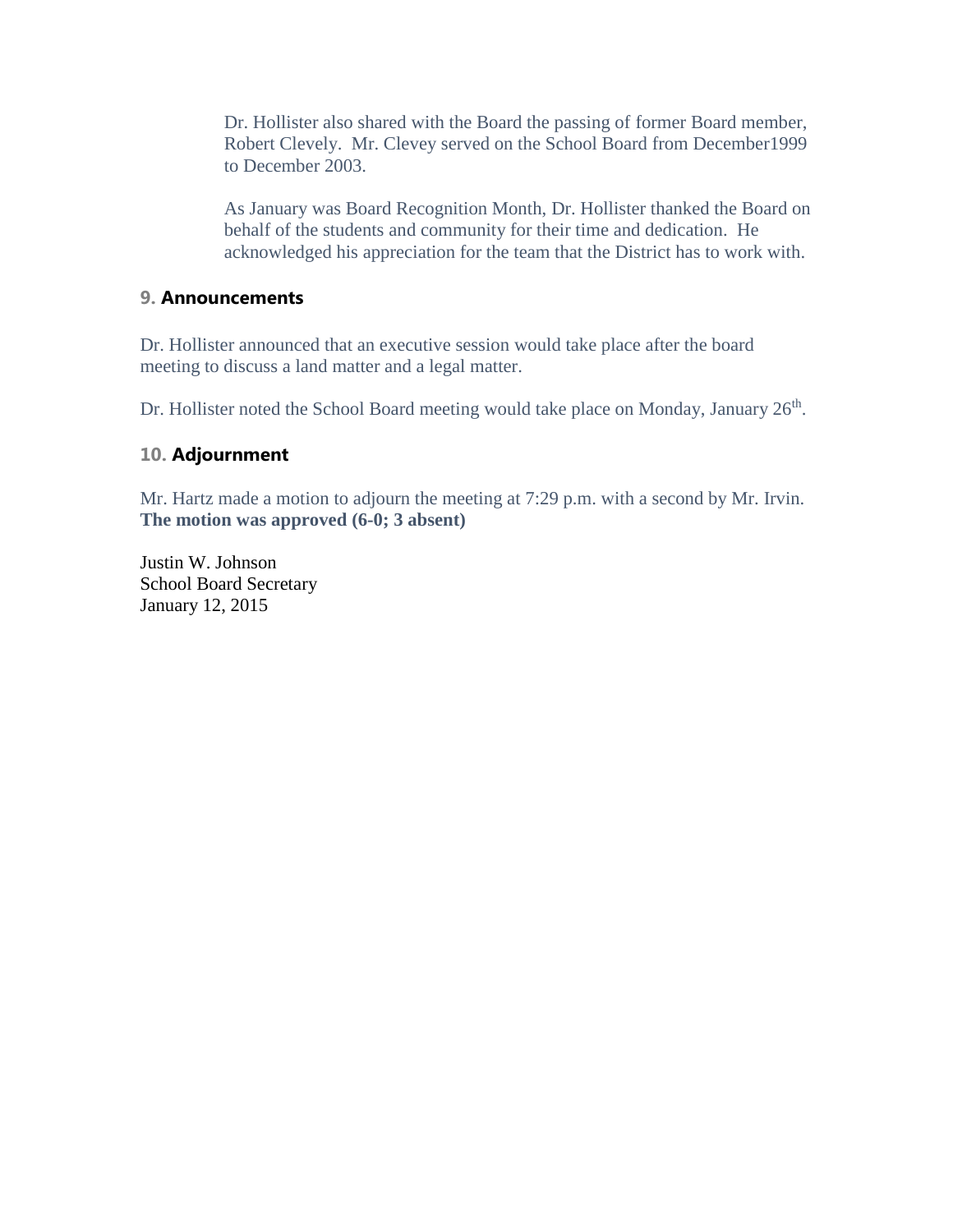Dr. Hollister also shared with the Board the passing of former Board member, Robert Clevely. Mr. Clevey served on the School Board from December1999 to December 2003.

As January was Board Recognition Month, Dr. Hollister thanked the Board on behalf of the students and community for their time and dedication. He acknowledged his appreciation for the team that the District has to work with.

## 9. Announcements

Dr. Hollister announced that an executive session would take place after the board meeting to discuss a land matter and a legal matter.

Dr. Hollister noted the School Board meeting would take place on Monday, January 26th.

## 10. Adjournment

Mr. Hartz made a motion to adjourn the meeting at 7:29 p.m. with a second by Mr. Irvin. **The motion was approved (6-0; 3 absent)**

Justin W. Johnson
School Board Secretary
January 12, 2015